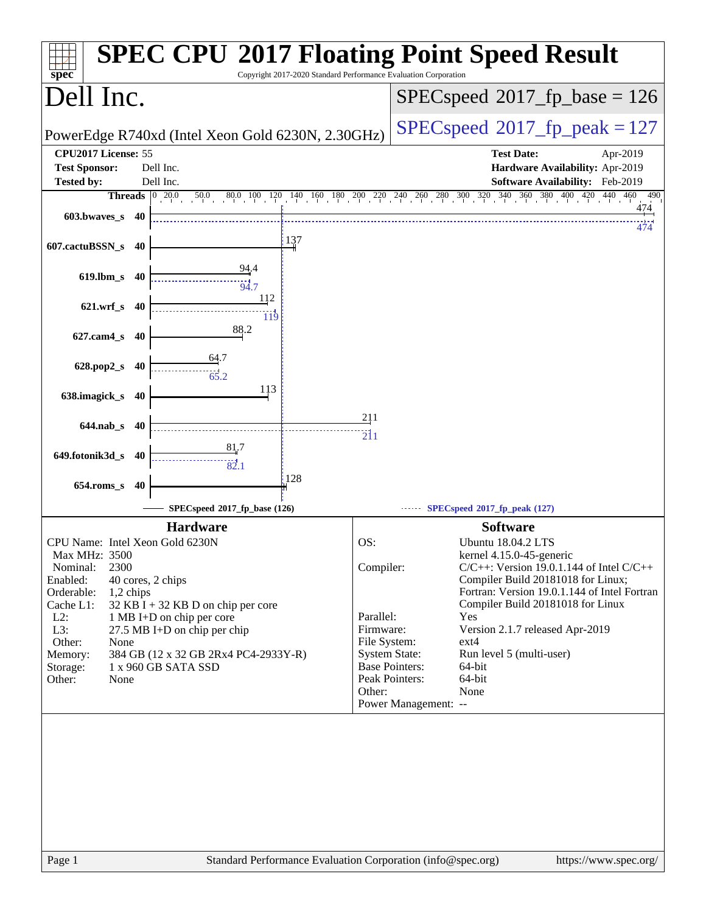# SPEC CPU 2017 Floating Point Speed Result

Copyright 2017-2020 Standard Performance Evaluation Corporation

## Dell Inc.

PowerEdge R740xd (Intel Xeon Gold 6230N, 2.30GHz)

SPECspeed 2017_fp_base = 126

SPECspeed 2017_fp_peak = 127

| | | | |
|---|---|---|---|
| **CPU2017 License:** | 55 | **Test Date:** | Apr-2019 |
| **Test Sponsor:** | Dell Inc. | **Hardware Availability:** | Apr-2019 |
| **Tested by:** | Dell Inc. | **Software Availability:** | Feb-2019 |

| Benchmark | Threads | Base | Peak |
|---|---|---|---|
| 603.bwaves_s | 40 | 474 | 474 |
| 607.cactuBSSN_s | 40 | 137 | |
| 619.lbm_s | 40 | 94.4 | 94.7 |
| 621.wrf_s | 40 | 112 | 119 |
| 627.cam4_s | 40 | 88.2 | |
| 628.pop2_s | 40 | 64.7 | 65.2 |
| 638.imagick_s | 40 | 113 | |
| 644.nab_s | 40 | 211 | 211 |
| 649.fotonik3d_s | 40 | 81.7 | 82.1 |
| 654.roms_s | 40 | 128 | |

SPECspeed 2017_fp_base (126) ------ SPECspeed 2017_fp_peak (127)

### Hardware

| | |
|---|---|
| CPU Name: | Intel Xeon Gold 6230N |
| Max MHz: | 3500 |
| Nominal: | 2300 |
| Enabled: | 40 cores, 2 chips |
| Orderable: | 1,2 chips |
| Cache L1: | 32 KB I + 32 KB D on chip per core |
| L2: | 1 MB I+D on chip per core |
| L3: | 27.5 MB I+D on chip per chip |
| Other: | None |
| Memory: | 384 GB (12 x 32 GB 2Rx4 PC4-2933Y-R) |
| Storage: | 1 x 960 GB SATA SSD |
| Other: | None |

### Software

| | |
|---|---|
| OS: | Ubuntu 18.04.2 LTS<br>kernel 4.15.0-45-generic |
| Compiler: | C/C++: Version 19.0.1.144 of Intel C/C++ Compiler Build 20181018 for Linux;<br>Fortran: Version 19.0.1.144 of Intel Fortran Compiler Build 20181018 for Linux |
| Parallel: | Yes |
| Firmware: | Version 2.1.7 released Apr-2019 |
| File System: | ext4 |
| System State: | Run level 5 (multi-user) |
| Base Pointers: | 64-bit |
| Peak Pointers: | 64-bit |
| Other: | None |
| Power Management: | -- |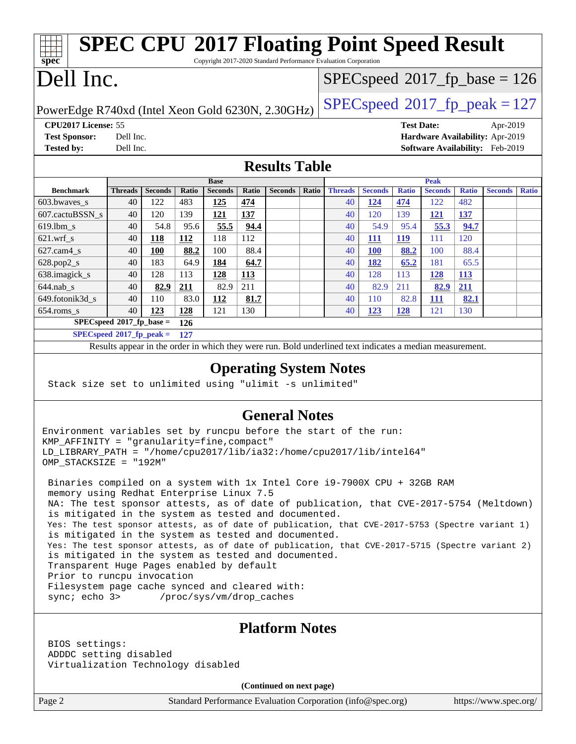# SPEC CPU 2017 Floating Point Speed Result

Copyright 2017-2020 Standard Performance Evaluation Corporation

# Dell Inc.

PowerEdge R740xd (Intel Xeon Gold 6230N, 2.30GHz)

SPECspeed 2017_fp_base = 126

SPECspeed 2017_fp_peak = 127

**CPU2017 License:** 55
**Test Sponsor:** Dell Inc.
**Tested by:** Dell Inc.

**Test Date:** Apr-2019
**Hardware Availability:** Apr-2019
**Software Availability:** Feb-2019

## Results Table

| Benchmark | Base | | | | | | | Peak | | | | | | |
|---|---|---|---|---|---|---|---|---|---|---|---|---|---|---|
| | Threads | Seconds | Ratio | Seconds | Ratio | Seconds | Ratio | Threads | Seconds | Ratio | Seconds | Ratio | Seconds | Ratio |
| 603.bwaves_s | 40 | 122 | 483 | **125** | **474** | | | 40 | **124** | **474** | 122 | 482 | | |
| 607.cactuBSSN_s | 40 | 120 | 139 | **121** | **137** | | | 40 | 120 | 139 | **121** | **137** | | |
| 619.lbm_s | 40 | 54.8 | 95.6 | **55.5** | **94.4** | | | 40 | 54.9 | 95.4 | **55.3** | **94.7** | | |
| 621.wrf_s | 40 | **118** | **112** | 118 | 112 | | | 40 | **111** | **119** | 111 | 120 | | |
| 627.cam4_s | 40 | **100** | **88.2** | 100 | 88.4 | | | 40 | **100** | **88.2** | 100 | 88.4 | | |
| 628.pop2_s | 40 | 183 | 64.9 | **184** | **64.7** | | | 40 | **182** | **65.2** | 181 | 65.5 | | |
| 638.imagick_s | 40 | 128 | 113 | **128** | **113** | | | 40 | 128 | 113 | **128** | **113** | | |
| 644.nab_s | 40 | **82.9** | **211** | 82.9 | 211 | | | 40 | 82.9 | 211 | **82.9** | **211** | | |
| 649.fotonik3d_s | 40 | 110 | 83.0 | **112** | **81.7** | | | 40 | 110 | 82.8 | **111** | **82.1** | | |
| 654.roms_s | 40 | **123** | **128** | 121 | 130 | | | 40 | **123** | **128** | 121 | 130 | | |

**SPECspeed 2017_fp_base = 126**

**SPECspeed 2017_fp_peak = 127**

Results appear in the order in which they were run. Bold underlined text indicates a median measurement.

## Operating System Notes

```
Stack size set to unlimited using "ulimit -s unlimited"
```

## General Notes

```
Environment variables set by runcpu before the start of the run:
KMP_AFFINITY = "granularity=fine,compact"
LD_LIBRARY_PATH = "/home/cpu2017/lib/ia32:/home/cpu2017/lib/intel64"
OMP_STACKSIZE = "192M"

 Binaries compiled on a system with 1x Intel Core i9-7900X CPU + 32GB RAM
 memory using Redhat Enterprise Linux 7.5
 NA: The test sponsor attests, as of date of publication, that CVE-2017-5754 (Meltdown)
 is mitigated in the system as tested and documented.
 Yes: The test sponsor attests, as of date of publication, that CVE-2017-5753 (Spectre variant 1)
 is mitigated in the system as tested and documented.
 Yes: The test sponsor attests, as of date of publication, that CVE-2017-5715 (Spectre variant 2)
 is mitigated in the system as tested and documented.
 Transparent Huge Pages enabled by default
 Prior to runcpu invocation
 Filesystem page cache synced and cleared with:
 sync; echo 3>       /proc/sys/vm/drop_caches
```

## Platform Notes

```
 BIOS settings:
 ADDDC setting disabled
 Virtualization Technology disabled
```

**(Continued on next page)**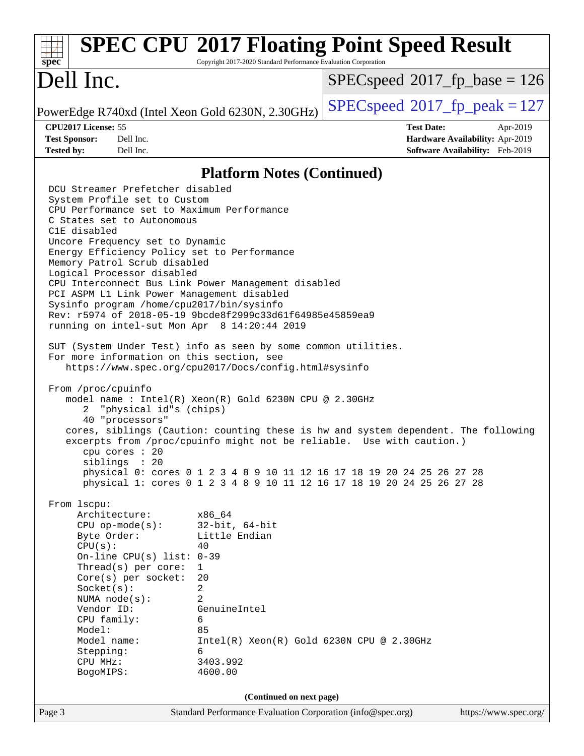# SPEC CPU 2017 Floating Point Speed Result

Copyright 2017-2020 Standard Performance Evaluation Corporation

## Dell Inc.

PowerEdge R740xd (Intel Xeon Gold 6230N, 2.30GHz)

SPECspeed 2017_fp_base = 126

SPECspeed 2017_fp_peak = 127

**CPU2017 License:** 55
**Test Sponsor:** Dell Inc.
**Tested by:** Dell Inc.

**Test Date:** Apr-2019
**Hardware Availability:** Apr-2019
**Software Availability:** Feb-2019

## Platform Notes (Continued)

```
DCU Streamer Prefetcher disabled
System Profile set to Custom
CPU Performance set to Maximum Performance
C States set to Autonomous
C1E disabled
Uncore Frequency set to Dynamic
Energy Efficiency Policy set to Performance
Memory Patrol Scrub disabled
Logical Processor disabled
CPU Interconnect Bus Link Power Management disabled
PCI ASPM L1 Link Power Management disabled
Sysinfo program /home/cpu2017/bin/sysinfo
Rev: r5974 of 2018-05-19 9bcde8f2999c33d61f64985e45859ea9
running on intel-sut Mon Apr  8 14:20:44 2019

SUT (System Under Test) info as seen by some common utilities.
For more information on this section, see
   https://www.spec.org/cpu2017/Docs/config.html#sysinfo

From /proc/cpuinfo
   model name : Intel(R) Xeon(R) Gold 6230N CPU @ 2.30GHz
      2  "physical id"s (chips)
      40 "processors"
   cores, siblings (Caution: counting these is hw and system dependent. The following
   excerpts from /proc/cpuinfo might not be reliable.  Use with caution.)
      cpu cores : 20
      siblings  : 20
      physical 0: cores 0 1 2 3 4 8 9 10 11 12 16 17 18 19 20 24 25 26 27 28
      physical 1: cores 0 1 2 3 4 8 9 10 11 12 16 17 18 19 20 24 25 26 27 28

From lscpu:
     Architecture:        x86_64
     CPU op-mode(s):      32-bit, 64-bit
     Byte Order:          Little Endian
     CPU(s):              40
     On-line CPU(s) list: 0-39
     Thread(s) per core:  1
     Core(s) per socket:  20
     Socket(s):           2
     NUMA node(s):        2
     Vendor ID:           GenuineIntel
     CPU family:          6
     Model:               85
     Model name:          Intel(R) Xeon(R) Gold 6230N CPU @ 2.30GHz
     Stepping:            6
     CPU MHz:             3403.992
     BogoMIPS:            4600.00
```

(Continued on next page)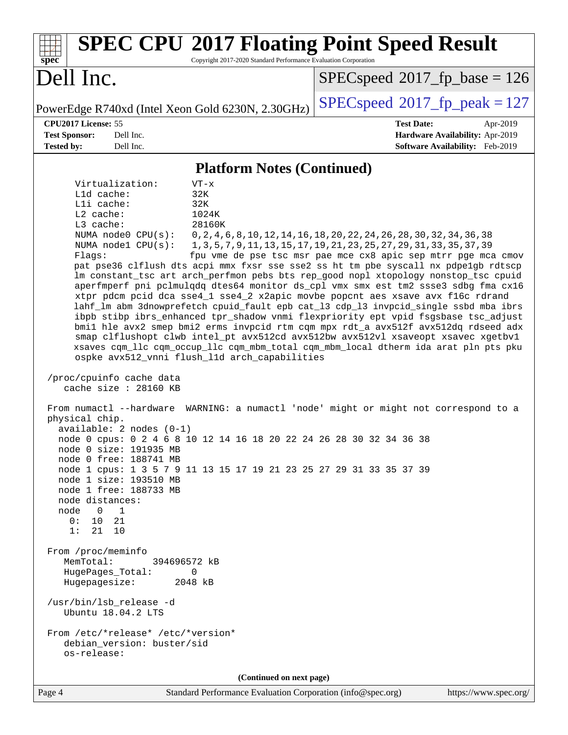## Platform Notes (Continued)

```
     Virtualization:      VT-x
     L1d cache:           32K
     L1i cache:           32K
     L2 cache:            1024K
     L3 cache:            28160K
     NUMA node0 CPU(s):   0,2,4,6,8,10,12,14,16,18,20,22,24,26,28,30,32,34,36,38
     NUMA node1 CPU(s):   1,3,5,7,9,11,13,15,17,19,21,23,25,27,29,31,33,35,37,39
     Flags:               fpu vme de pse tsc msr pae mce cx8 apic sep mtrr pge mca cmov
     pat pse36 clflush dts acpi mmx fxsr sse sse2 ss ht tm pbe syscall nx pdpe1gb rdtscp
     lm constant_tsc art arch_perfmon pebs bts rep_good nopl xtopology nonstop_tsc cpuid
     aperfmperf pni pclmulqdq dtes64 monitor ds_cpl vmx smx est tm2 ssse3 sdbg fma cx16
     xtpr pdcm pcid dca sse4_1 sse4_2 x2apic movbe popcnt aes xsave avx f16c rdrand
     lahf_lm abm 3dnowprefetch cpuid_fault epb cat_l3 cdp_l3 invpcid_single ssbd mba ibrs
     ibpb stibp ibrs_enhanced tpr_shadow vnmi flexpriority ept vpid fsgsbase tsc_adjust
     bmi1 hle avx2 smep bmi2 erms invpcid rtm cqm mpx rdt_a avx512f avx512dq rdseed adx
     smap clflushopt clwb intel_pt avx512cd avx512bw avx512vl xsaveopt xsavec xgetbv1
     xsaves cqm_llc cqm_occup_llc cqm_mbm_total cqm_mbm_local dtherm ida arat pln pts pku
     ospke avx512_vnni flush_l1d arch_capabilities

 /proc/cpuinfo cache data
    cache size : 28160 KB

 From numactl --hardware  WARNING: a numactl 'node' might or might not correspond to a
 physical chip.
   available: 2 nodes (0-1)
   node 0 cpus: 0 2 4 6 8 10 12 14 16 18 20 22 24 26 28 30 32 34 36 38
   node 0 size: 191935 MB
   node 0 free: 188741 MB
   node 1 cpus: 1 3 5 7 9 11 13 15 17 19 21 23 25 27 29 31 33 35 37 39
   node 1 size: 193510 MB
   node 1 free: 188733 MB
   node distances:
   node   0   1
     0:  10  21
     1:  21  10

 From /proc/meminfo
    MemTotal:       394696572 kB
    HugePages_Total:       0
    Hugepagesize:       2048 kB

 /usr/bin/lsb_release -d
    Ubuntu 18.04.2 LTS

 From /etc/*release* /etc/*version*
    debian_version: buster/sid
    os-release:
```

(Continued on next page)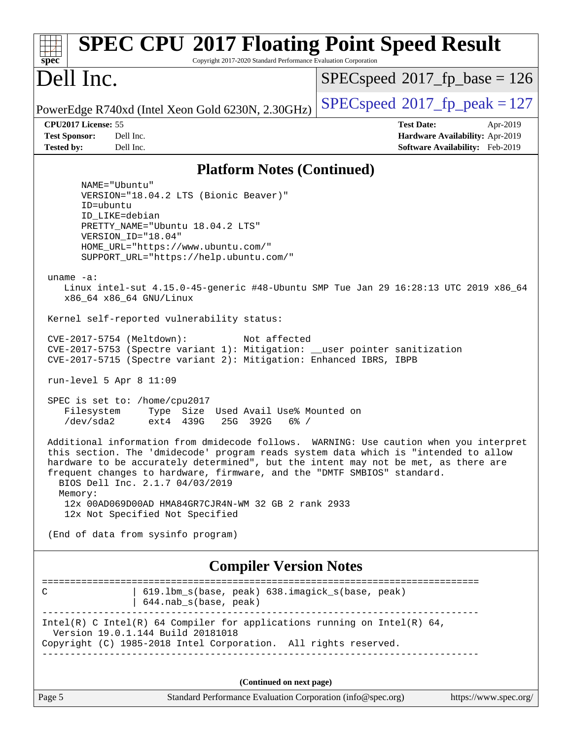## Platform Notes (Continued)

```
     NAME="Ubuntu"
     VERSION="18.04.2 LTS (Bionic Beaver)"
     ID=ubuntu
     ID_LIKE=debian
     PRETTY_NAME="Ubuntu 18.04.2 LTS"
     VERSION_ID="18.04"
     HOME_URL="https://www.ubuntu.com/"
     SUPPORT_URL="https://help.ubuntu.com/"

uname -a:
   Linux intel-sut 4.15.0-45-generic #48-Ubuntu SMP Tue Jan 29 16:28:13 UTC 2019 x86_64
   x86_64 x86_64 GNU/Linux

Kernel self-reported vulnerability status:

CVE-2017-5754 (Meltdown):          Not affected
CVE-2017-5753 (Spectre variant 1): Mitigation: __user pointer sanitization
CVE-2017-5715 (Spectre variant 2): Mitigation: Enhanced IBRS, IBPB

run-level 5 Apr 8 11:09

SPEC is set to: /home/cpu2017
   Filesystem     Type  Size  Used Avail Use% Mounted on
   /dev/sda2      ext4  439G   25G  392G   6% /

Additional information from dmidecode follows.  WARNING: Use caution when you interpret
this section. The 'dmidecode' program reads system data which is "intended to allow
hardware to be accurately determined", but the intent may not be met, as there are
frequent changes to hardware, firmware, and the "DMTF SMBIOS" standard.
  BIOS Dell Inc. 2.1.7 04/03/2019
  Memory:
   12x 00AD069D00AD HMA84GR7CJR4N-WM 32 GB 2 rank 2933
   12x Not Specified Not Specified

(End of data from sysinfo program)
```

## Compiler Version Notes

```
==============================================================================
C               | 619.lbm_s(base, peak) 638.imagick_s(base, peak)
                | 644.nab_s(base, peak)
------------------------------------------------------------------------------
Intel(R) C Intel(R) 64 Compiler for applications running on Intel(R) 64,
  Version 19.0.1.144 Build 20181018
Copyright (C) 1985-2018 Intel Corporation.  All rights reserved.
------------------------------------------------------------------------------
```

(Continued on next page)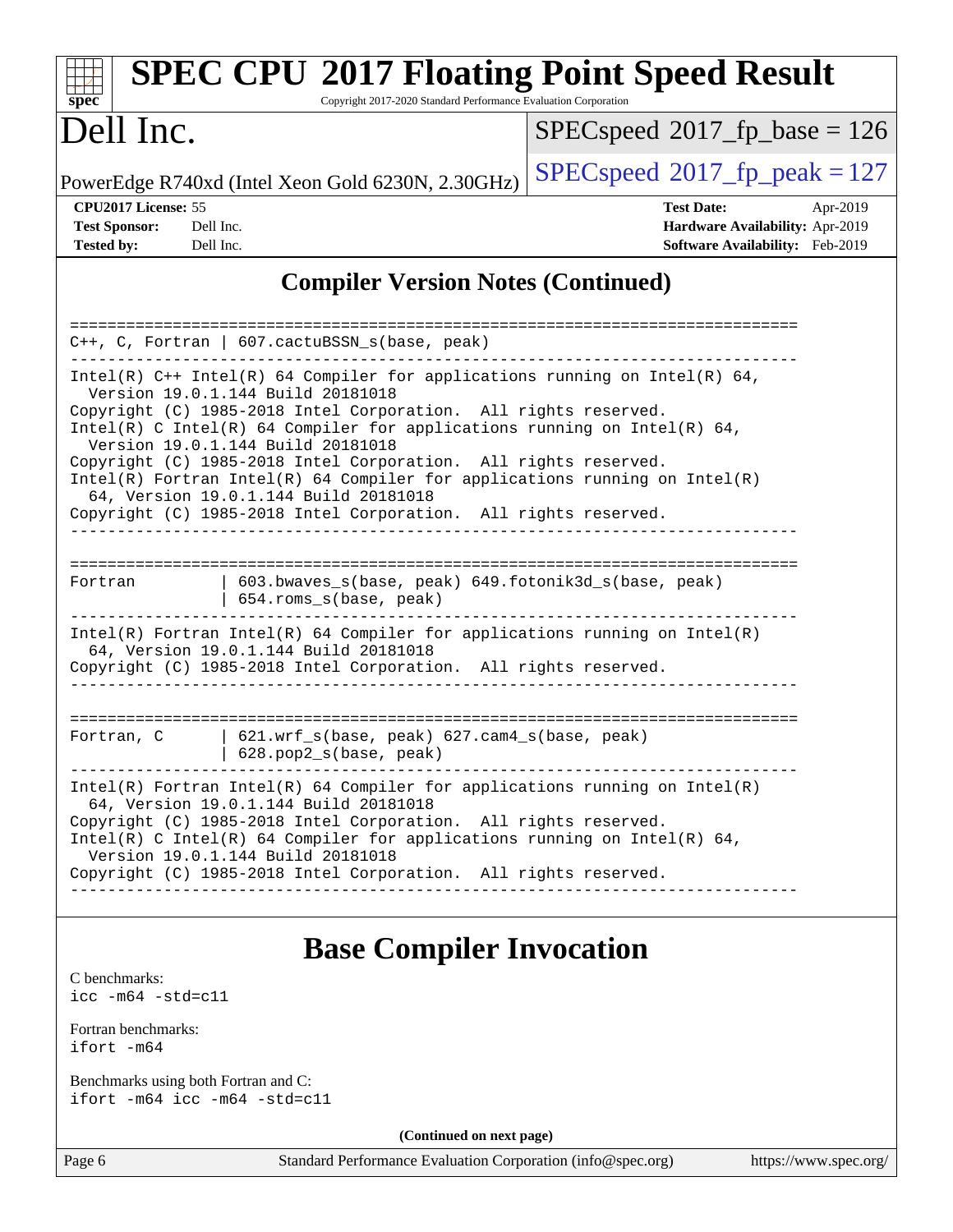## Compiler Version Notes (Continued)

```
==============================================================================
C++, C, Fortran | 607.cactuBSSN_s(base, peak)
------------------------------------------------------------------------------
Intel(R) C++ Intel(R) 64 Compiler for applications running on Intel(R) 64,
  Version 19.0.1.144 Build 20181018
Copyright (C) 1985-2018 Intel Corporation.  All rights reserved.
Intel(R) C Intel(R) 64 Compiler for applications running on Intel(R) 64,
  Version 19.0.1.144 Build 20181018
Copyright (C) 1985-2018 Intel Corporation.  All rights reserved.
Intel(R) Fortran Intel(R) 64 Compiler for applications running on Intel(R)
  64, Version 19.0.1.144 Build 20181018
Copyright (C) 1985-2018 Intel Corporation.  All rights reserved.
------------------------------------------------------------------------------

==============================================================================
Fortran         | 603.bwaves_s(base, peak) 649.fotonik3d_s(base, peak)
                | 654.roms_s(base, peak)
------------------------------------------------------------------------------
Intel(R) Fortran Intel(R) 64 Compiler for applications running on Intel(R)
  64, Version 19.0.1.144 Build 20181018
Copyright (C) 1985-2018 Intel Corporation.  All rights reserved.
------------------------------------------------------------------------------

==============================================================================
Fortran, C      | 621.wrf_s(base, peak) 627.cam4_s(base, peak)
                | 628.pop2_s(base, peak)
------------------------------------------------------------------------------
Intel(R) Fortran Intel(R) 64 Compiler for applications running on Intel(R)
  64, Version 19.0.1.144 Build 20181018
Copyright (C) 1985-2018 Intel Corporation.  All rights reserved.
Intel(R) C Intel(R) 64 Compiler for applications running on Intel(R) 64,
  Version 19.0.1.144 Build 20181018
Copyright (C) 1985-2018 Intel Corporation.  All rights reserved.
------------------------------------------------------------------------------
```

## Base Compiler Invocation

C benchmarks:
icc -m64 -std=c11

Fortran benchmarks:
ifort -m64

Benchmarks using both Fortran and C:
ifort -m64 icc -m64 -std=c11

**(Continued on next page)**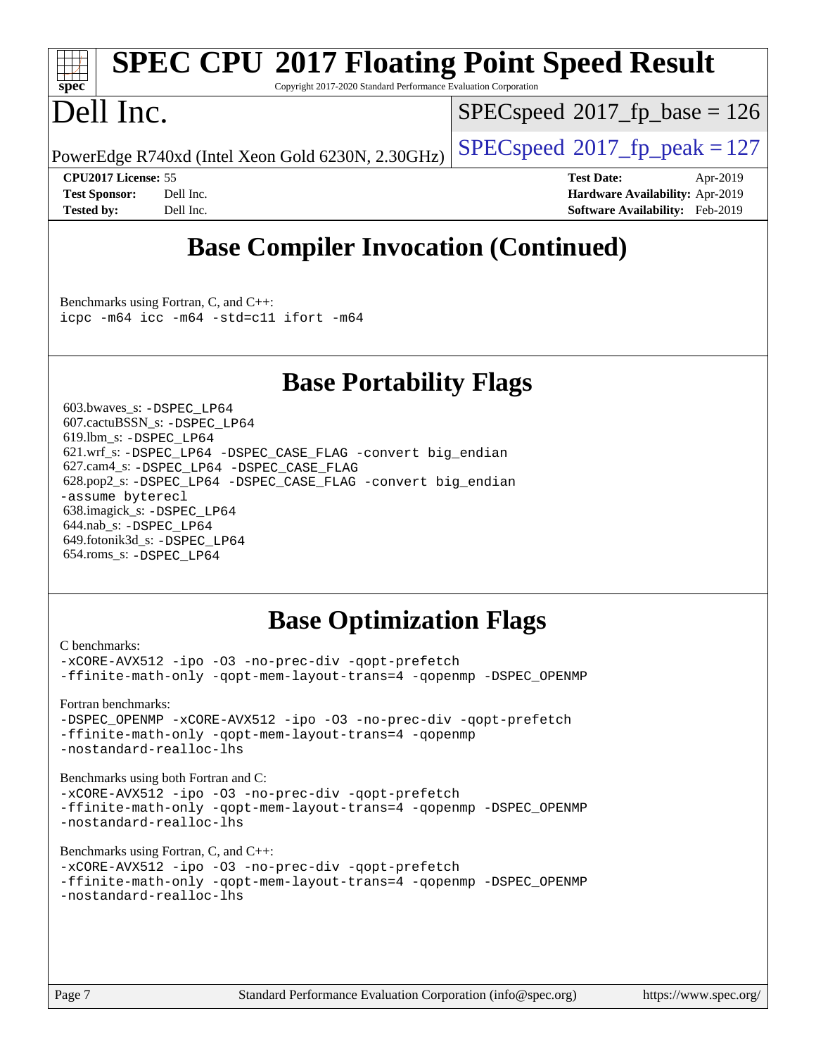## Base Compiler Invocation (Continued)

Benchmarks using Fortran, C, and C++:
```
icpc -m64 icc -m64 -std=c11 ifort -m64
```

## Base Portability Flags

603.bwaves_s: `-DSPEC_LP64`
607.cactuBSSN_s: `-DSPEC_LP64`
619.lbm_s: `-DSPEC_LP64`
621.wrf_s: `-DSPEC_LP64 -DSPEC_CASE_FLAG -convert big_endian`
627.cam4_s: `-DSPEC_LP64 -DSPEC_CASE_FLAG`
628.pop2_s: `-DSPEC_LP64 -DSPEC_CASE_FLAG -convert big_endian -assume byterecl`
638.imagick_s: `-DSPEC_LP64`
644.nab_s: `-DSPEC_LP64`
649.fotonik3d_s: `-DSPEC_LP64`
654.roms_s: `-DSPEC_LP64`

## Base Optimization Flags

C benchmarks:
```
-xCORE-AVX512 -ipo -O3 -no-prec-div -qopt-prefetch
-ffinite-math-only -qopt-mem-layout-trans=4 -qopenmp -DSPEC_OPENMP
```

Fortran benchmarks:
```
-DSPEC_OPENMP -xCORE-AVX512 -ipo -O3 -no-prec-div -qopt-prefetch
-ffinite-math-only -qopt-mem-layout-trans=4 -qopenmp
-nostandard-realloc-lhs
```

Benchmarks using both Fortran and C:
```
-xCORE-AVX512 -ipo -O3 -no-prec-div -qopt-prefetch
-ffinite-math-only -qopt-mem-layout-trans=4 -qopenmp -DSPEC_OPENMP
-nostandard-realloc-lhs
```

Benchmarks using Fortran, C, and C++:
```
-xCORE-AVX512 -ipo -O3 -no-prec-div -qopt-prefetch
-ffinite-math-only -qopt-mem-layout-trans=4 -qopenmp -DSPEC_OPENMP
-nostandard-realloc-lhs
```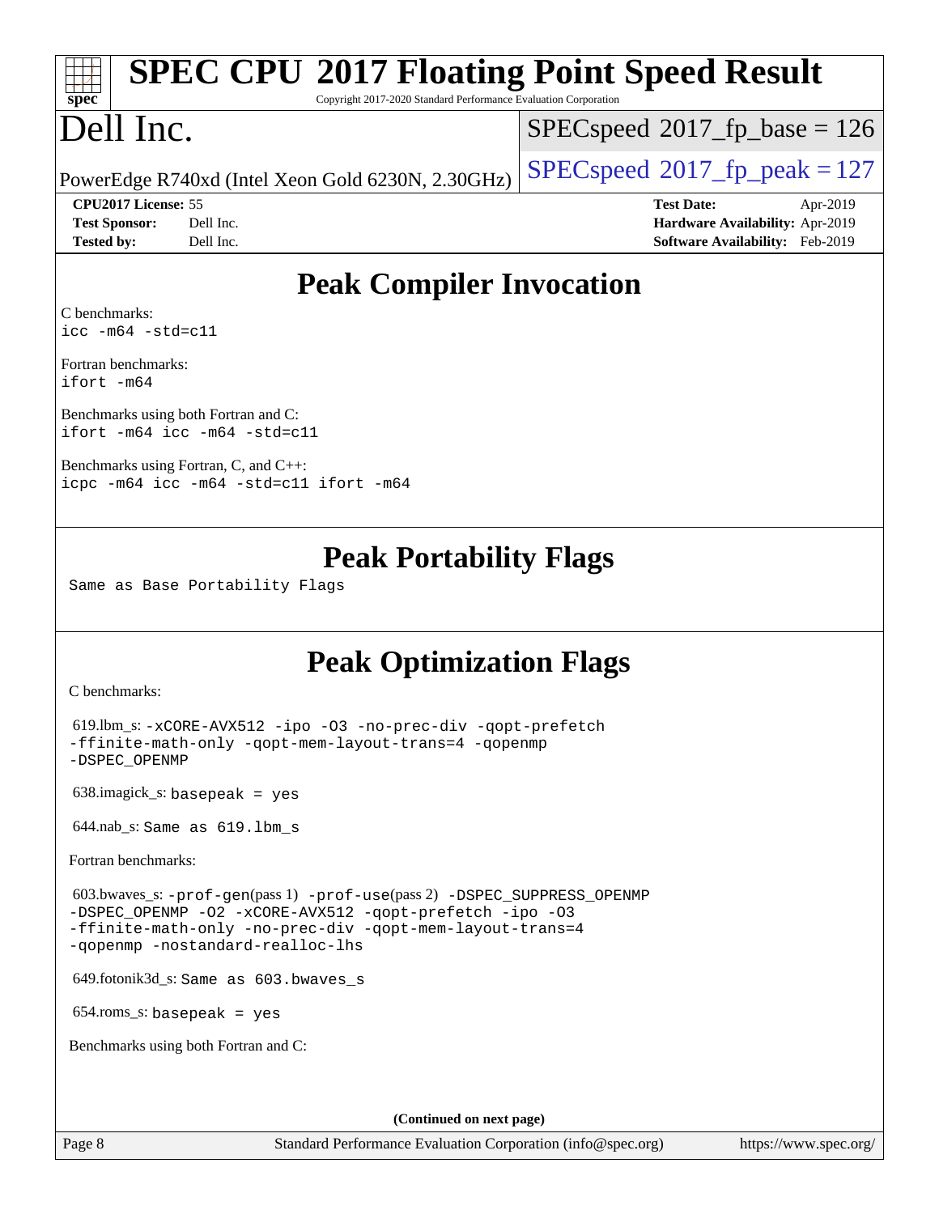# SPEC CPU 2017 Floating Point Speed Result

Copyright 2017-2020 Standard Performance Evaluation Corporation

# Dell Inc.

PowerEdge R740xd (Intel Xeon Gold 6230N, 2.30GHz)

SPECspeed 2017_fp_base = 126

SPECspeed 2017_fp_peak = 127

**CPU2017 License:** 55
**Test Sponsor:** Dell Inc.
**Tested by:** Dell Inc.

**Test Date:** Apr-2019
**Hardware Availability:** Apr-2019
**Software Availability:** Feb-2019

## Peak Compiler Invocation

C benchmarks:
`icc -m64 -std=c11`

Fortran benchmarks:
`ifort -m64`

Benchmarks using both Fortran and C:
`ifort -m64 icc -m64 -std=c11`

Benchmarks using Fortran, C, and C++:
`icpc -m64 icc -m64 -std=c11 ifort -m64`

## Peak Portability Flags

Same as Base Portability Flags

## Peak Optimization Flags

C benchmarks:

619.lbm_s: `-xCORE-AVX512 -ipo -O3 -no-prec-div -qopt-prefetch -ffinite-math-only -qopt-mem-layout-trans=4 -qopenmp -DSPEC_OPENMP`

638.imagick_s: `basepeak = yes`

644.nab_s: `Same as 619.lbm_s`

Fortran benchmarks:

603.bwaves_s: `-prof-gen`(pass 1) `-prof-use`(pass 2) `-DSPEC_SUPPRESS_OPENMP -DSPEC_OPENMP -O2 -xCORE-AVX512 -qopt-prefetch -ipo -O3 -ffinite-math-only -no-prec-div -qopt-mem-layout-trans=4 -qopenmp -nostandard-realloc-lhs`

649.fotonik3d_s: `Same as 603.bwaves_s`

654.roms_s: `basepeak = yes`

Benchmarks using both Fortran and C:

(Continued on next page)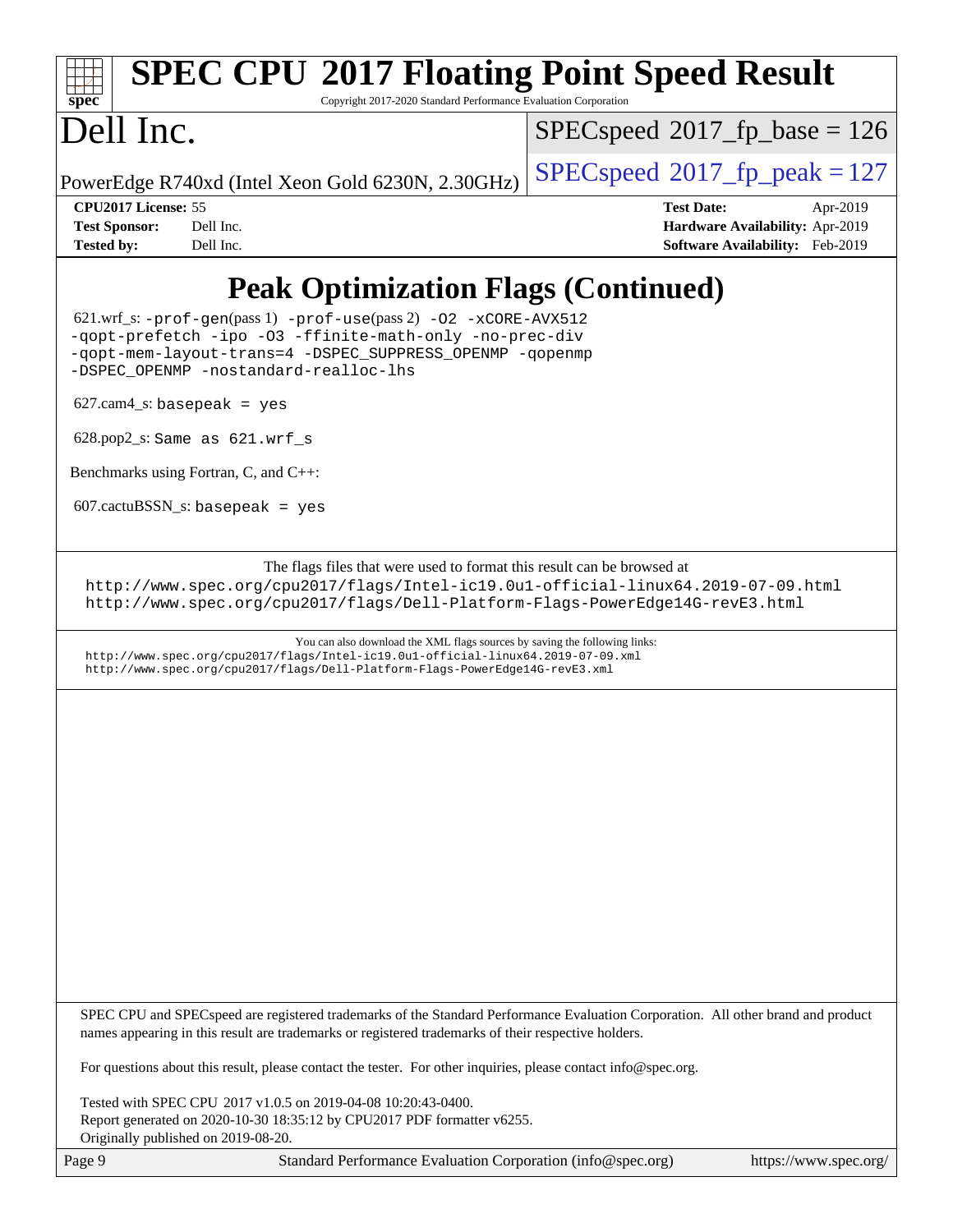## Peak Optimization Flags (Continued)

621.wrf_s: -prof-gen(pass 1) -prof-use(pass 2) -O2 -xCORE-AVX512 -qopt-prefetch -ipo -O3 -ffinite-math-only -no-prec-div -qopt-mem-layout-trans=4 -DSPEC_SUPPRESS_OPENMP -qopenmp -DSPEC_OPENMP -nostandard-realloc-lhs

627.cam4_s: basepeak = yes

628.pop2_s: Same as 621.wrf_s

Benchmarks using Fortran, C, and C++:

607.cactuBSSN_s: basepeak = yes

The flags files that were used to format this result can be browsed at
http://www.spec.org/cpu2017/flags/Intel-ic19.0u1-official-linux64.2019-07-09.html
http://www.spec.org/cpu2017/flags/Dell-Platform-Flags-PowerEdge14G-revE3.html

You can also download the XML flags sources by saving the following links:
http://www.spec.org/cpu2017/flags/Intel-ic19.0u1-official-linux64.2019-07-09.xml
http://www.spec.org/cpu2017/flags/Dell-Platform-Flags-PowerEdge14G-revE3.xml

SPEC CPU and SPECspeed are registered trademarks of the Standard Performance Evaluation Corporation. All other brand and product names appearing in this result are trademarks or registered trademarks of their respective holders.

For questions about this result, please contact the tester. For other inquiries, please contact info@spec.org.

Tested with SPEC CPU 2017 v1.0.5 on 2019-04-08 10:20:43-0400.
Report generated on 2020-10-30 18:35:12 by CPU2017 PDF formatter v6255.
Originally published on 2019-08-20.